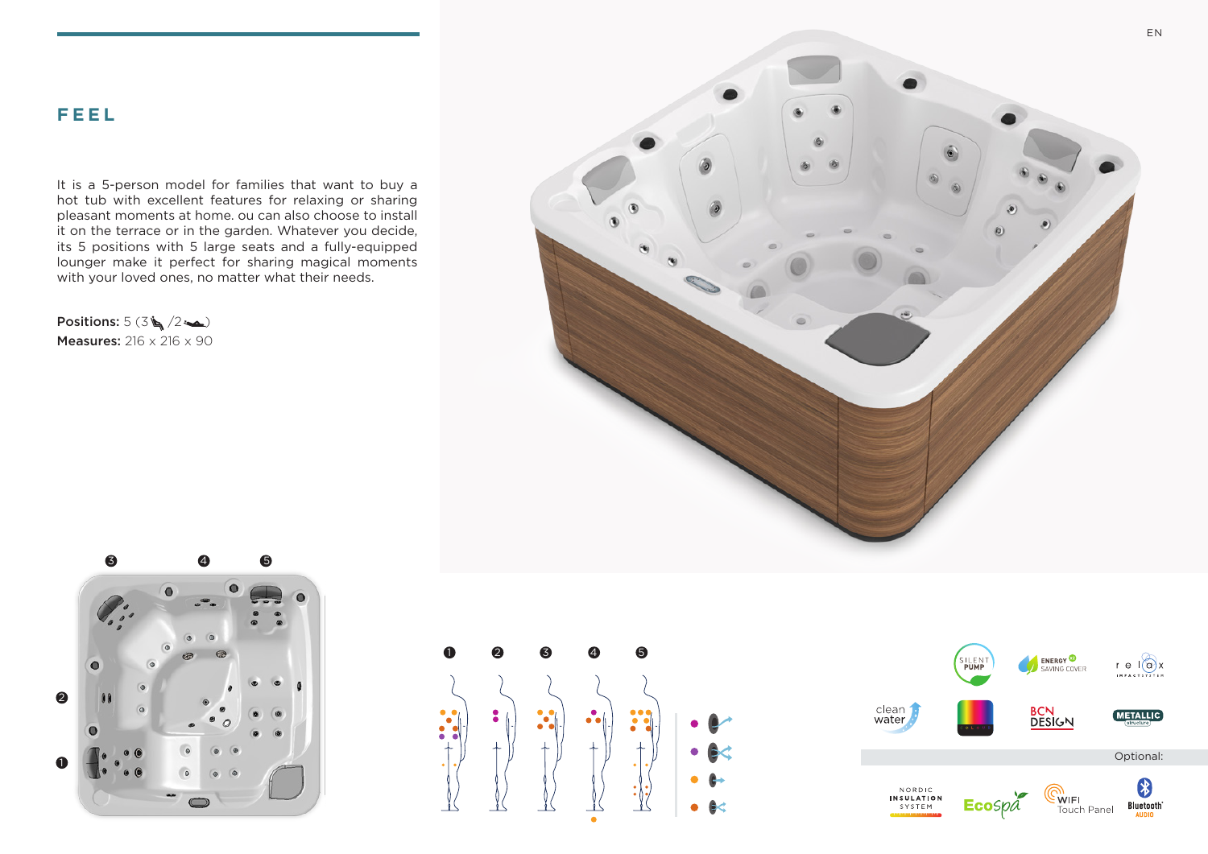# FEEL

It is a 5-person model for families that want to buy a hot tub with excellent features for relaxing or sharing pleasant moments at home. ou can also choose to install it on the terrace or in the garden. Whatever you decide, its 5 positions with 5 large seats and a fully-equipped lounger make it perfect for sharing magical moments with your loved ones, no matter what their needs.

**Positions:** 5 (3 /2 )
**Measures:** 216 x 216 x 90

Optional: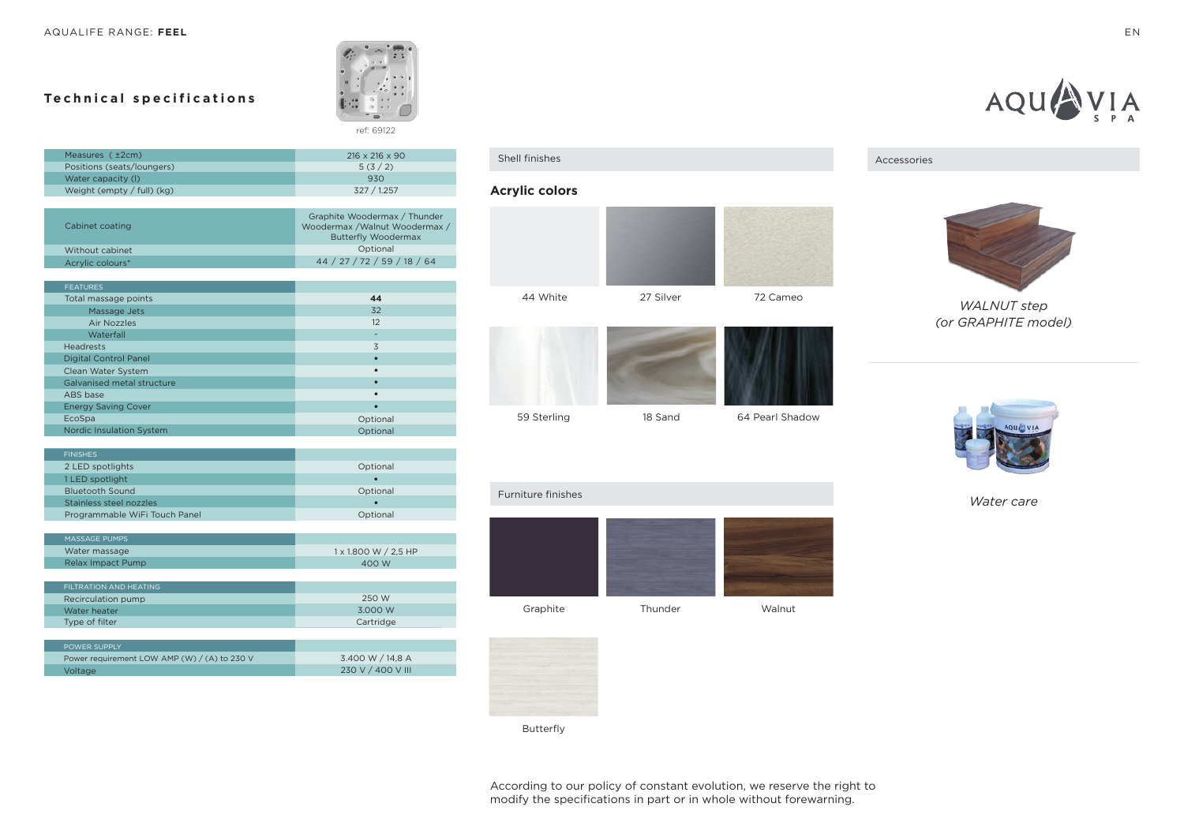AQUALIFE RANGE: **FEEL**

## Technical specifications

ref: 69122

| | |
|---|---|
| Measures (±2cm) | 216 x 216 x 90 |
| Positions (seats/loungers) | 5 (3 / 2) |
| Water capacity (l) | 930 |
| Weight (empty / full) (kg) | 327 / 1.257 |

| | |
|---|---|
| Cabinet coating | Graphite Woodermax / Thunder Woodermax /Walnut Woodermax / Butterfly Woodermax |
| Without cabinet | Optional |
| Acrylic colours* | 44 / 27 / 72 / 59 / 18 / 64 |

| FEATURES | |
|---|---|
| Total massage points | **44** |
| Massage Jets | 32 |
| Air Nozzles | 12 |
| Waterfall | - |
| Headrests | 3 |
| Digital Control Panel | • |
| Clean Water System | • |
| Galvanised metal structure | • |
| ABS base | • |
| Energy Saving Cover | • |
| EcoSpa | Optional |
| Nordic Insulation System | Optional |

| FINISHES | |
|---|---|
| 2 LED spotlights | Optional |
| 1 LED spotlight | • |
| Bluetooth Sound | Optional |
| Stainless steel nozzles | • |
| Programmable WiFi Touch Panel | Optional |

| MASSAGE PUMPS | |
|---|---|
| Water massage | 1 x 1.800 W / 2,5 HP |
| Relax Impact Pump | 400 W |

| FILTRATION AND HEATING | |
|---|---|
| Recirculation pump | 250 W |
| Water heater | 3.000 W |
| Type of filter | Cartridge |

| POWER SUPPLY | |
|---|---|
| Power requirement LOW AMP (W) / (A) to 230 V | 3.400 W / 14,8 A |
| Voltage | 230 V / 400 V III |

### Shell finishes

**Acrylic colors**

44 White | 27 Silver | 72 Cameo

59 Sterling | 18 Sand | 64 Pearl Shadow

### Furniture finishes

Graphite | Thunder | Walnut

Butterfly

### Accessories

*WALNUT step (or GRAPHITE model)*

*Water care*

According to our policy of constant evolution, we reserve the right to modify the specifications in part or in whole without forewarning.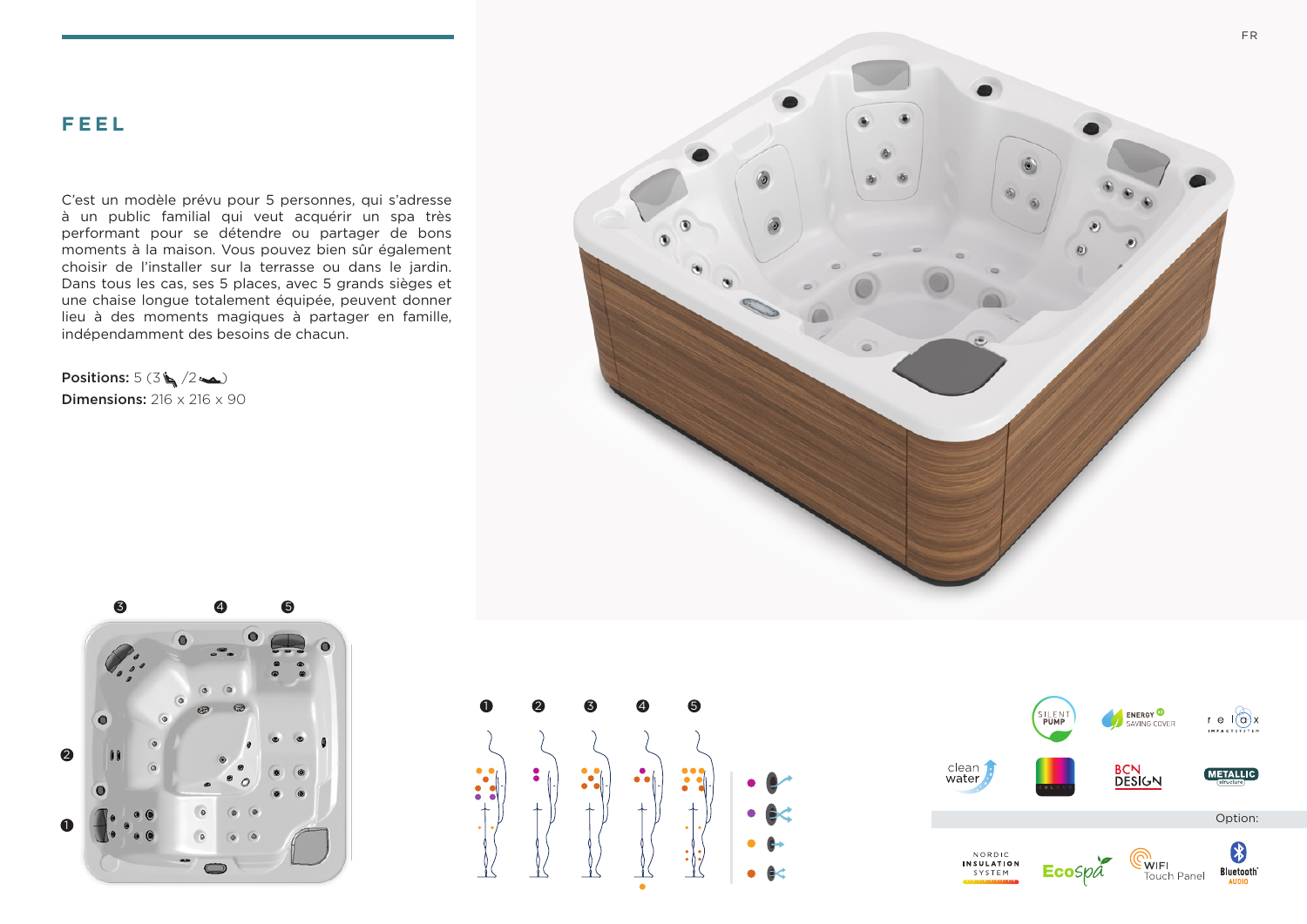## FEEL

C'est un modèle prévu pour 5 personnes, qui s'adresse à un public familial qui veut acquérir un spa très performant pour se détendre ou partager de bons moments à la maison. Vous pouvez bien sûr également choisir de l'installer sur la terrasse ou dans le jardin. Dans tous les cas, ses 5 places, avec 5 grands sièges et une chaise longue totalement équipée, peuvent donner lieu à des moments magiques à partager en famille, indépendamment des besoins de chacun.

**Positions:** 5 (3 / 2 )
**Dimensions:** 216 x 216 x 90

SILENT PUMP

ENERGY SAVING COVER

relax

clean water

BCN DESIGN

METALLIC structure

Option:

NORDIC INSULATION SYSTEM

EcoSpa

WIFI Touch Panel

Bluetooth AUDIO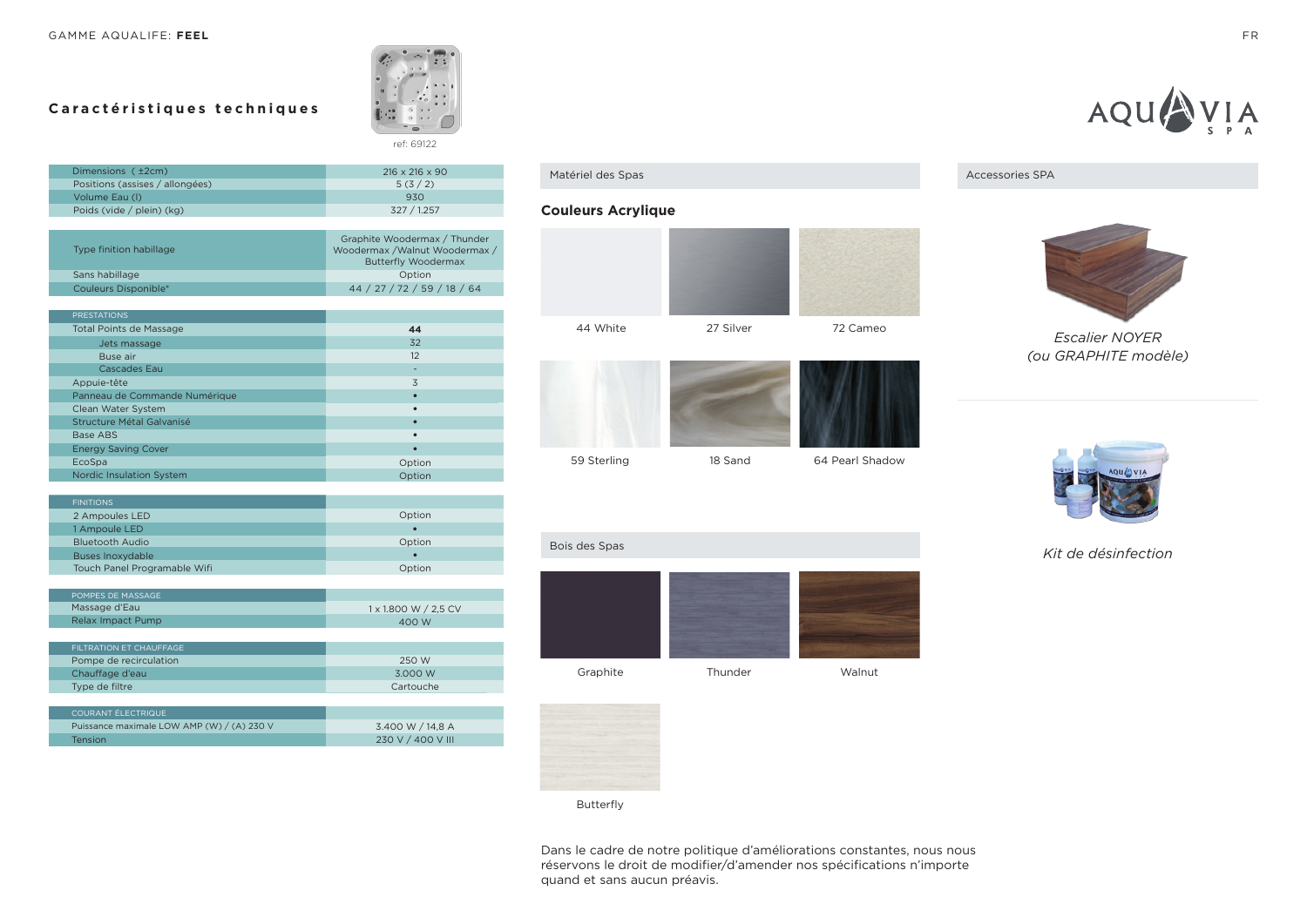GAMME AQUALIFE: **FEEL**

## Caractéristiques techniques

ref: 69122

| Dimensions (±2cm) | 216 x 216 x 90 |
|---|---|
| Positions (assises / allongées) | 5 (3 / 2) |
| Volume Eau (l) | 930 |
| Poids (vide / plein) (kg) | 327 / 1.257 |

| Type finition habillage | Graphite Woodermax / Thunder Woodermax /Walnut Woodermax / Butterfly Woodermax |
|---|---|
| Sans habillage | Option |
| Couleurs Disponible* | 44 / 27 / 72 / 59 / 18 / 64 |

| PRESTATIONS | |
|---|---|
| Total Points de Massage | **44** |
| Jets massage | 32 |
| Buse air | 12 |
| Cascades Eau | - |
| Appuie-tête | 3 |
| Panneau de Commande Numérique | • |
| Clean Water System | • |
| Structure Métal Galvanisé | • |
| Base ABS | • |
| Energy Saving Cover | • |
| EcoSpa | Option |
| Nordic Insulation System | Option |

| FINITIONS | |
|---|---|
| 2 Ampoules LED | Option |
| 1 Ampoule LED | • |
| Bluetooth Audio | Option |
| Buses Inoxydable | • |
| Touch Panel Programable Wifi | Option |

| POMPES DE MASSAGE | |
|---|---|
| Massage d'Eau | 1 x 1.800 W / 2,5 CV |
| Relax Impact Pump | 400 W |

| FILTRATION ET CHAUFFAGE | |
|---|---|
| Pompe de recirculation | 250 W |
| Chauffage d'eau | 3.000 W |
| Type de filtre | Cartouche |

| COURANT ÉLECTRIQUE | |
|---|---|
| Puissance maximale LOW AMP (W) / (A) 230 V | 3.400 W / 14,8 A |
| Tension | 230 V / 400 V III |

### Matériel des Spas

#### Couleurs Acrylique

44 White

27 Silver

72 Cameo

59 Sterling

18 Sand

64 Pearl Shadow

### Bois des Spas

Graphite

Thunder

Walnut

Butterfly

Dans le cadre de notre politique d'améliorations constantes, nous nous réservons le droit de modifier/d'amender nos spécifications n'importe quand et sans aucun préavis.

### Accessories SPA

*Escalier NOYER (ou GRAPHITE modèle)*

*Kit de désinfection*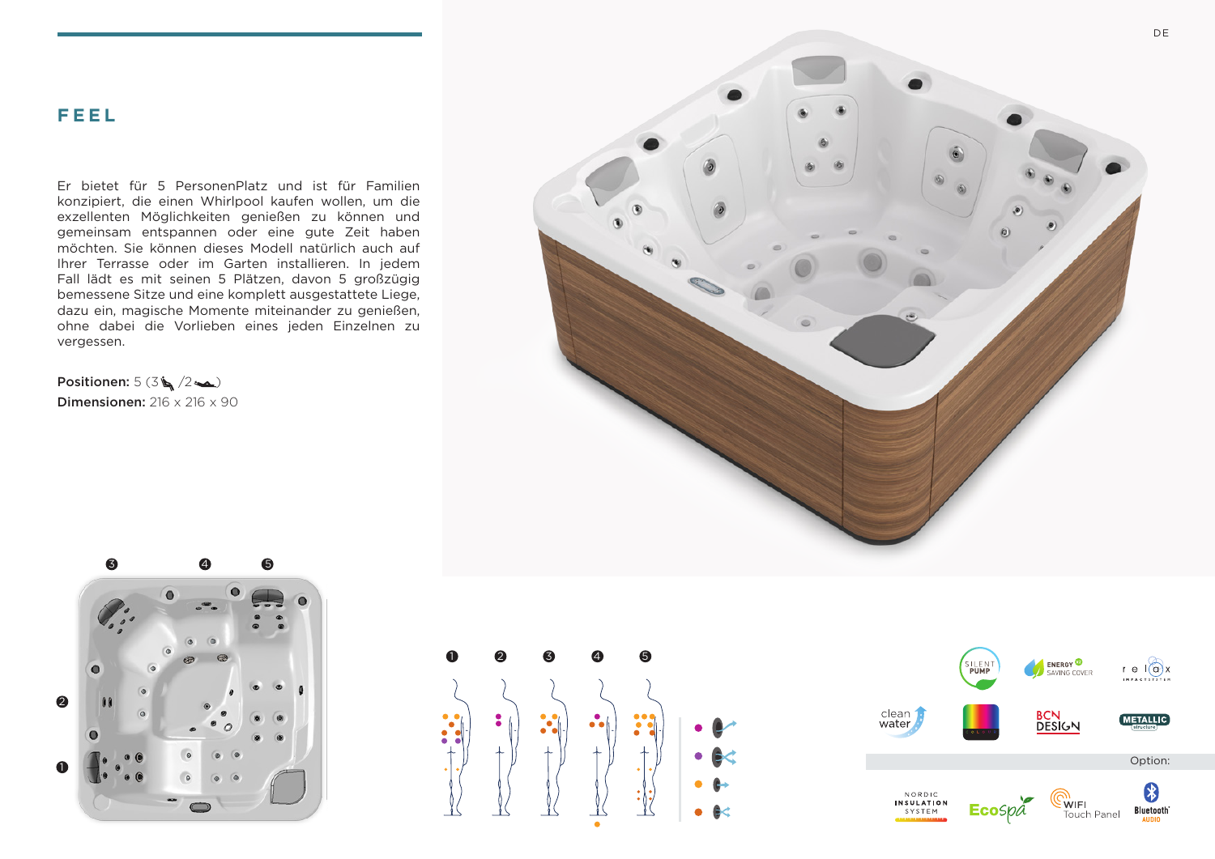# FEEL

Er bietet für 5 PersonenPlatz und ist für Familien konzipiert, die einen Whirlpool kaufen wollen, um die exzellenten Möglichkeiten genießen zu können und gemeinsam entspannen oder eine gute Zeit haben möchten. Sie können dieses Modell natürlich auch auf Ihrer Terrasse oder im Garten installieren. In jedem Fall lädt es mit seinen 5 Plätzen, davon 5 großzügig bemessene Sitze und eine komplett ausgestattete Liege, dazu ein, magische Momente miteinander zu genießen, ohne dabei die Vorlieben eines jeden Einzelnen zu vergessen.

**Positionen:** 5 (3 /2 )
**Dimensionen:** 216 x 216 x 90

❶ ❷ ❸ ❹ ❺

SILENT PUMP · ENERGY SAVING COVER · relax · clean water · BCN DESIGN · METALLIC structure

Option:

NORDIC INSULATION SYSTEM · EcoSpa · WIFI Touch Panel · Bluetooth AUDIO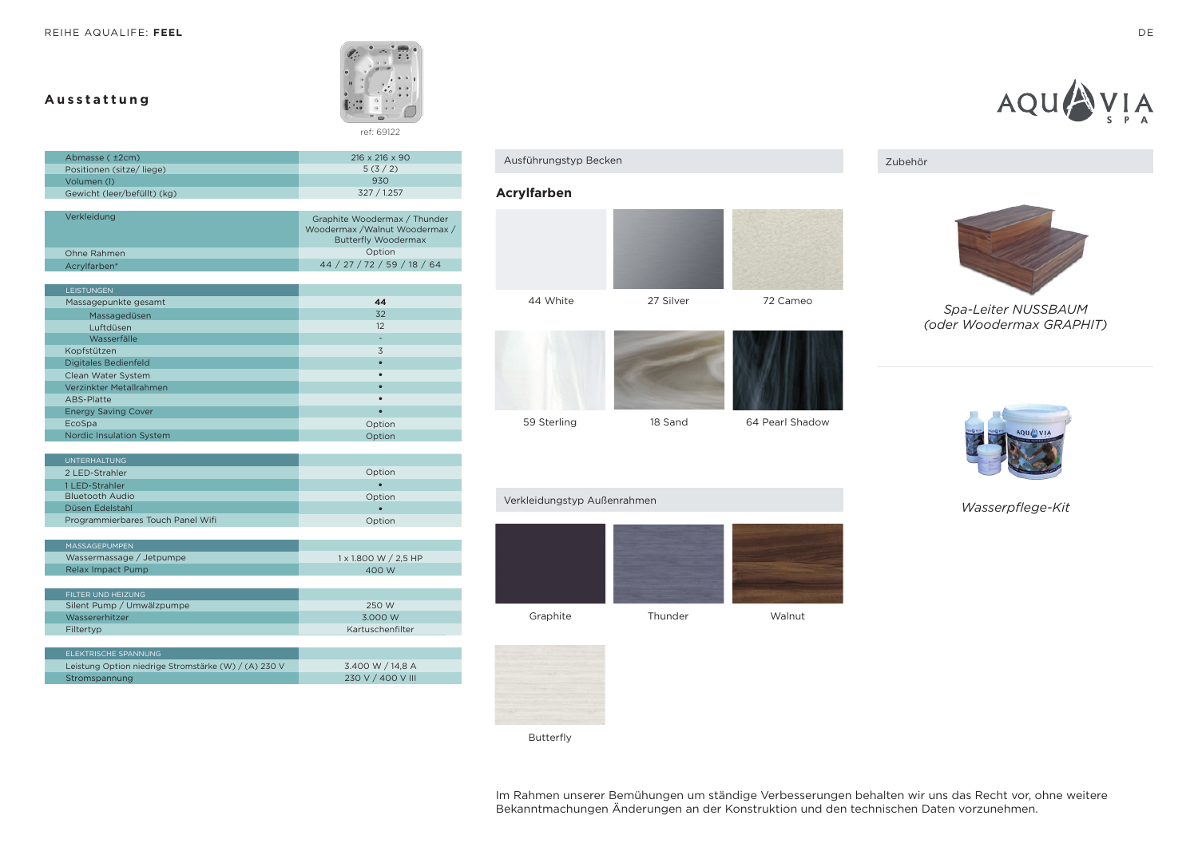REIHE AQUALIFE: **FEEL**

## Ausstattung

ref: 69122

| Abmasse ( ±2cm) | 216 x 216 x 90 |
|---|---|
| Positionen (sitze/ liege) | 5 (3 / 2) |
| Volumen (l) | 930 |
| Gewicht (leer/befüllt) (kg) | 327 / 1.257 |

| Verkleidung | Graphite Woodermax / Thunder Woodermax /Walnut Woodermax / Butterfly Woodermax |
|---|---|
| Ohne Rahmen | Option |
| Acrylfarben* | 44 / 27 / 72 / 59 / 18 / 64 |

| LEISTUNGEN | |
|---|---|
| Massagepunkte gesamt | **44** |
| Massagedüsen | 32 |
| Luftdüsen | 12 |
| Wasserfälle | - |
| Kopfstützen | 3 |
| Digitales Bedienfeld | • |
| Clean Water System | • |
| Verzinkter Metallrahmen | • |
| ABS-Platte | • |
| Energy Saving Cover | • |
| EcoSpa | Option |
| Nordic Insulation System | Option |

| UNTERHALTUNG | |
|---|---|
| 2 LED-Strahler | Option |
| 1 LED-Strahler | • |
| Bluetooth Audio | Option |
| Düsen Edelstahl | • |
| Programmierbares Touch Panel Wifi | Option |

| MASSAGEPUMPEN | |
|---|---|
| Wassermassage / Jetpumpe | 1 x 1.800 W / 2,5 HP |
| Relax Impact Pump | 400 W |

| FILTER UND HEIZUNG | |
|---|---|
| Silent Pump / Umwälzpumpe | 250 W |
| Wassererhitzer | 3.000 W |
| Filtertyp | Kartuschenfilter |

| ELEKTRISCHE SPANNUNG | |
|---|---|
| Leistung Option niedrige Stromstärke (W) / (A) 230 V | 3.400 W / 14,8 A |
| Stromspannung | 230 V / 400 V III |

### Ausführungstyp Becken

**Acrylfarben**

44 White | 27 Silver | 72 Cameo

59 Sterling | 18 Sand | 64 Pearl Shadow

### Verkleidungstyp Außenrahmen

Graphite | Thunder | Walnut

Butterfly

### Zubehör

*Spa-Leiter NUSSBAUM (oder Woodermax GRAPHIT)*

*Wasserpflege-Kit*

Im Rahmen unserer Bemühungen um ständige Verbesserungen behalten wir uns das Recht vor, ohne weitere Bekanntmachungen Änderungen an der Konstruktion und den technischen Daten vorzunehmen.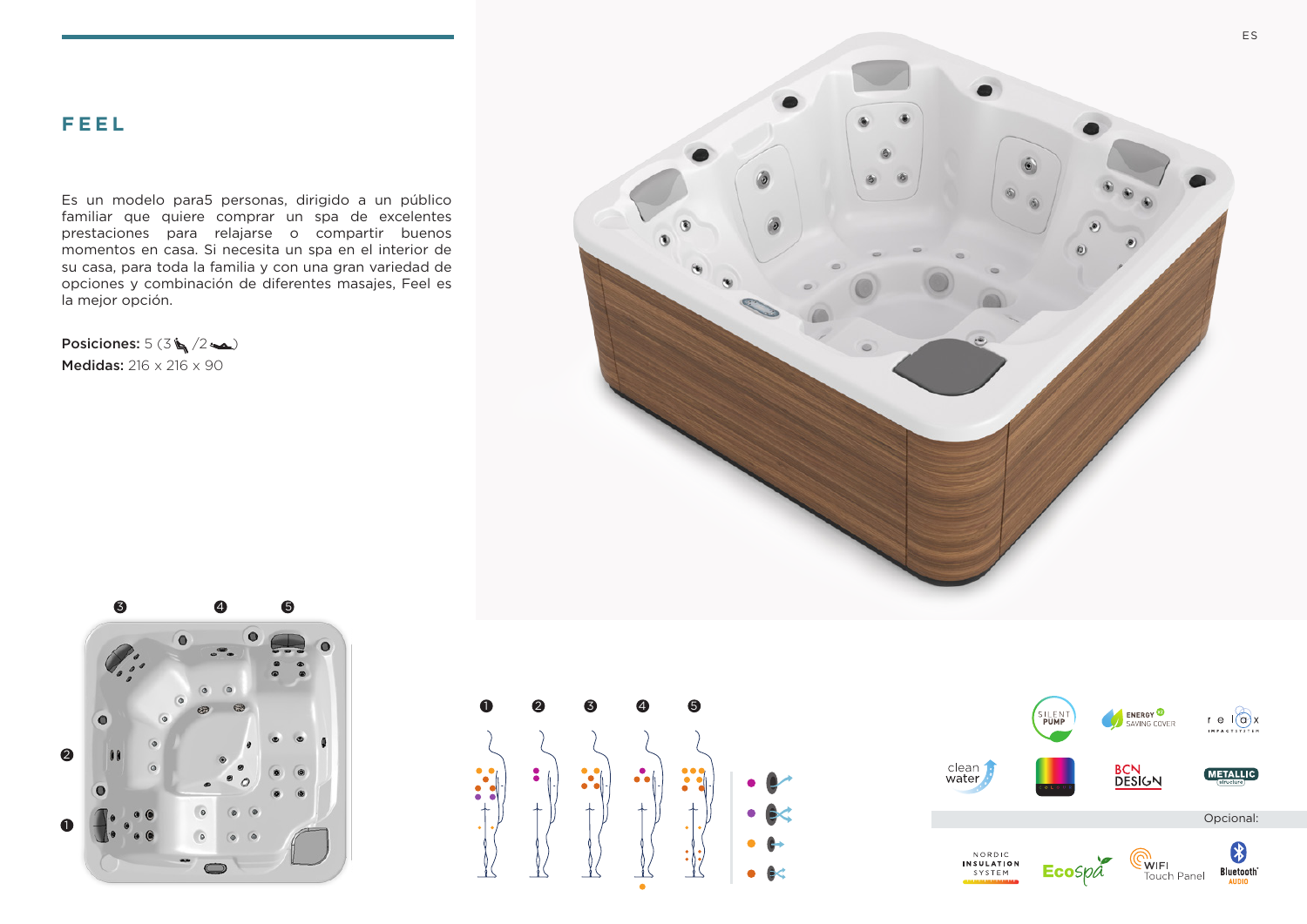# FEEL

Es un modelo para5 personas, dirigido a un público familiar que quiere comprar un spa de excelentes prestaciones para relajarse o compartir buenos momentos en casa. Si necesita un spa en el interior de su casa, para toda la familia y con una gran variedad de opciones y combinación de diferentes masajes, Feel es la mejor opción.

**Posiciones:** 5 (3 /2 )
**Medidas:** 216 x 216 x 90

SILENT PUMP

ENERGY SAVING COVER

relax

clean water

BCN DESIGN

METALLIC structure

Opcional:

NORDIC INSULATION SYSTEM

EcoSpa

WIFI Touch Panel

Bluetooth AUDIO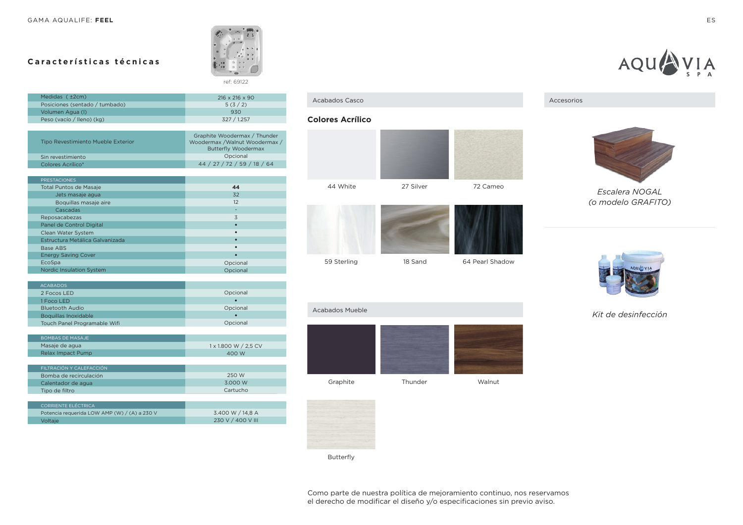GAMA AQUALIFE: **FEEL**

## Características técnicas

ref: 69122

| | |
|---|---|
| Medidas ( ±2cm) | 216 x 216 x 90 |
| Posiciones (sentado / tumbado) | 5 (3 / 2) |
| Volumen Agua (l) | 930 |
| Peso (vacío / lleno) (kg) | 327 / 1.257 |

| | |
|---|---|
| Tipo Revestimiento Mueble Exterior | Graphite Woodermax / Thunder Woodermax /Walnut Woodermax / Butterfly Woodermax |
| Sin revestimiento | Opcional |
| Colores Acrílico* | 44 / 27 / 72 / 59 / 18 / 64 |

| PRESTACIONES | |
|---|---|
| Total Puntos de Masaje | **44** |
| Jets masaje agua | 32 |
| Boquillas masaje aire | 12 |
| Cascadas | - |
| Reposacabezas | 3 |
| Panel de Control Digital | • |
| Clean Water System | • |
| Estructura Metálica Galvanizada | • |
| Base ABS | • |
| Energy Saving Cover | • |
| EcoSpa | Opcional |
| Nordic Insulation System | Opcional |

| ACABADOS | |
|---|---|
| 2 Focos LED | Opcional |
| 1 Foco LED | • |
| Bluetooth Audio | Opcional |
| Boquillas Inoxidable | • |
| Touch Panel Programable Wifi | Opcional |

| BOMBAS DE MASAJE | |
|---|---|
| Masaje de agua | 1 x 1.800 W / 2,5 CV |
| Relax Impact Pump | 400 W |

| FILTRACIÓN Y CALEFACCIÓN | |
|---|---|
| Bomba de recirculación | 250 W |
| Calentador de agua | 3.000 W |
| Tipo de filtro | Cartucho |

| CORRIENTE ELÉCTRICA | |
|---|---|
| Potencia requerida LOW AMP (W) / (A) a 230 V | 3.400 W / 14,8 A |
| Voltaje | 230 V / 400 V III |

### Acabados Casco

**Colores Acrílico**

44 White | 27 Silver | 72 Cameo

59 Sterling | 18 Sand | 64 Pearl Shadow

### Acabados Mueble

Graphite | Thunder | Walnut

Butterfly

### Accesorios

*Escalera NOGAL (o modelo GRAFITO)*

*Kit de desinfección*

Como parte de nuestra política de mejoramiento continuo, nos reservamos el derecho de modificar el diseño y/o especificaciones sin previo aviso.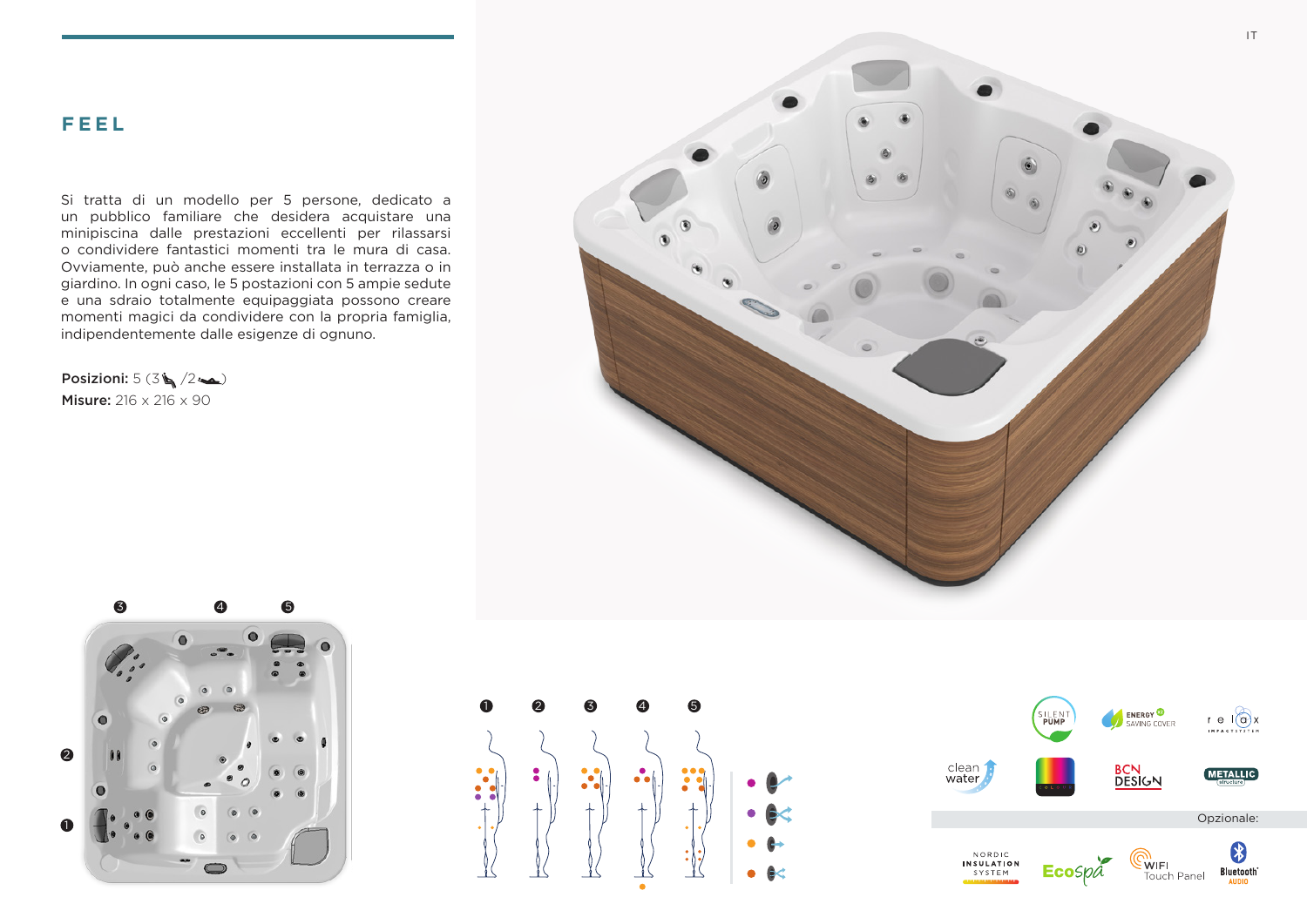# FEEL

Si tratta di un modello per 5 persone, dedicato a un pubblico familiare che desidera acquistare una minipiscina dalle prestazioni eccellenti per rilassarsi o condividere fantastici momenti tra le mura di casa. Ovviamente, può anche essere installata in terrazza o in giardino. In ogni caso, le 5 postazioni con 5 ampie sedute e una sdraio totalmente equipaggiata possono creare momenti magici da condividere con la propria famiglia, indipendentemente dalle esigenze di ognuno.

**Posizioni:** 5 (3 /2 )
**Misure:** 216 x 216 x 90

SILENT PUMP · ENERGY SAVING COVER · relax IMPACT SYSTEM · clean water · COLORS · BCN DESIGN · METALLIC structure

Opzionale:

NORDIC INSULATION SYSTEM · EcoSpa · WIFI Touch Panel · Bluetooth AUDIO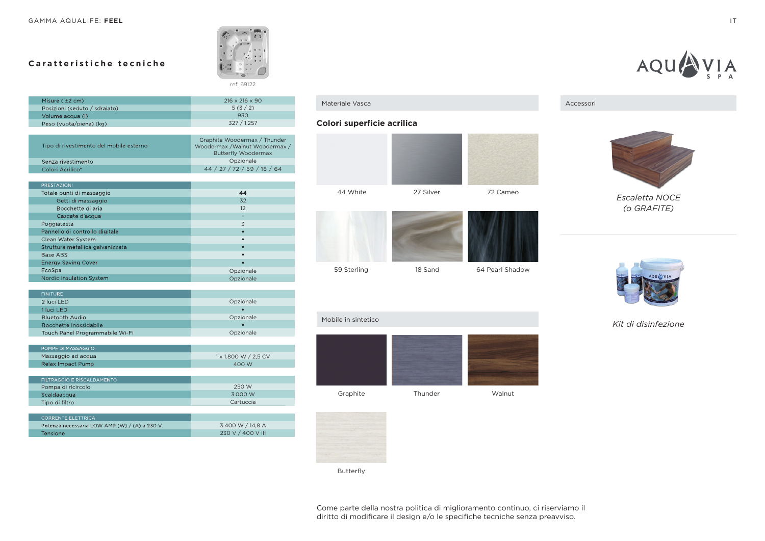## Caratteristiche tecniche

ref: 69122

| | |
|---|---|
| Misure ( ±2 cm) | 216 x 216 x 90 |
| Posizioni (seduto / sdraiato) | 5 (3 / 2) |
| Volume acqua (l) | 930 |
| Peso (vuota/piena) (kg) | 327 / 1.257 |
| Tipo di rivestimento del mobile esterno | Graphite Woodermax / Thunder Woodermax /Walnut Woodermax / Butterfly Woodermax |
| Senza rivestimento | Opzionale |
| Colori Acrilico* | 44 / 27 / 72 / 59 / 18 / 64 |
| **PRESTAZIONI** | |
| Totale punti di massaggio | **44** |
| Getti di massaggio | 32 |
| Bocchette di aria | 12 |
| Cascate d'acqua | - |
| Poggiatesta | 3 |
| Pannello di controllo digitale | • |
| Clean Water System | • |
| Struttura metallica galvanizzata | • |
| Base ABS | • |
| Energy Saving Cover | • |
| EcoSpa | Opzionale |
| Nordic Insulation System | Opzionale |
| **FINITURE** | |
| 2 luci LED | Opzionale |
| 1 luci LED | • |
| Bluetooth Audio | Opzionale |
| Bocchette Inossidabile | • |
| Touch Panel Programmabile Wi-Fi | Opzionale |
| **POMPE DI MASSAGGIO** | |
| Massaggio ad acqua | 1 x 1.800 W / 2,5 CV |
| Relax Impact Pump | 400 W |
| **FILTRAGGIO E RISCALDAMENTO** | |
| Pompa di ricircolo | 250 W |
| Scaldaacqua | 3.000 W |
| Tipo di filtro | Cartuccia |
| **CORRENTE ELETTRICA** | |
| Potenza necessaria LOW AMP (W) / (A) a 230 V | 3.400 W / 14,8 A |
| Tensione | 230 V / 400 V III |

### Materiale Vasca

**Colori superficie acrilica**

44 White

27 Silver

72 Cameo

59 Sterling

18 Sand

64 Pearl Shadow

### Mobile in sintetico

Graphite

Thunder

Walnut

Butterfly

### Accessori

*Escaletta NOCE (o GRAFITE)*

*Kit di disinfezione*

Come parte della nostra politica di miglioramento continuo, ci riserviamo il diritto di modificare il design e/o le specifiche tecniche senza preavviso.